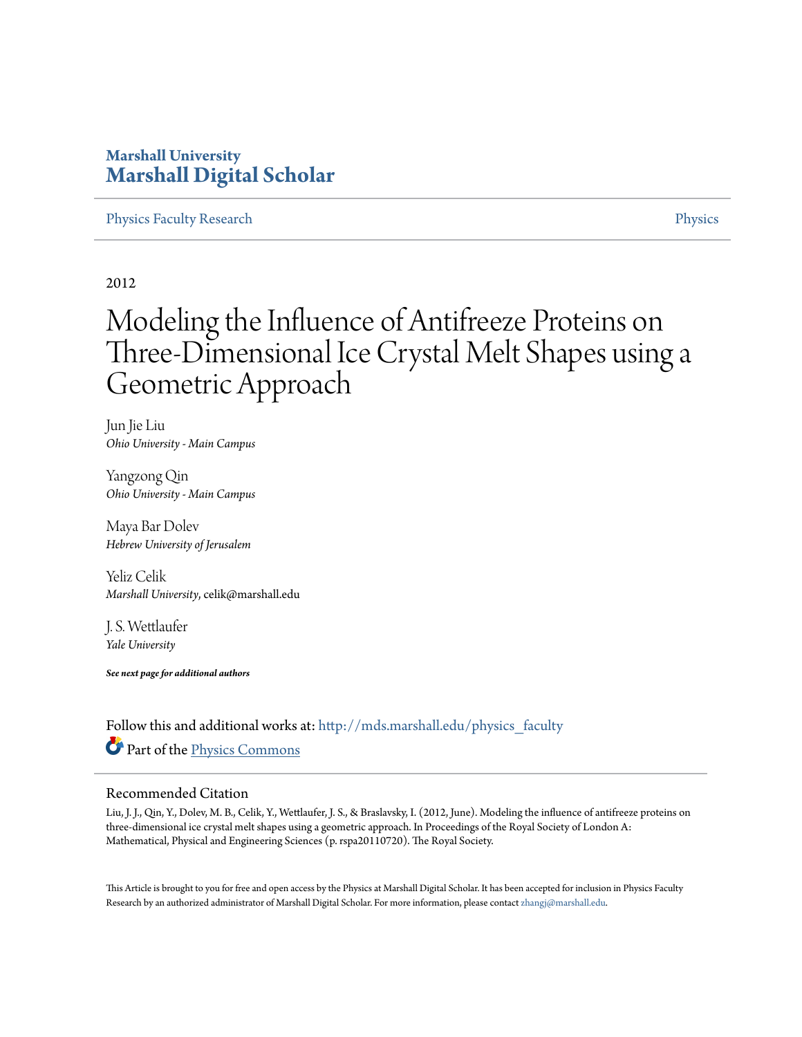**Marshall University**
**Marshall Digital Scholar**

Physics Faculty Research | Physics

2012

# Modeling the Influence of Antifreeze Proteins on Three-Dimensional Ice Crystal Melt Shapes using a Geometric Approach

Jun Jie Liu
*Ohio University - Main Campus*

Yangzong Qin
*Ohio University - Main Campus*

Maya Bar Dolev
*Hebrew University of Jerusalem*

Yeliz Celik
*Marshall University*, celik@marshall.edu

J. S. Wettlaufer
*Yale University*

***See next page for additional authors***

Follow this and additional works at: http://mds.marshall.edu/physics_faculty

Part of the Physics Commons

## Recommended Citation

Liu, J. J., Qin, Y., Dolev, M. B., Celik, Y., Wettlaufer, J. S., & Braslavsky, I. (2012, June). Modeling the influence of antifreeze proteins on three-dimensional ice crystal melt shapes using a geometric approach. In Proceedings of the Royal Society of London A: Mathematical, Physical and Engineering Sciences (p. rspa20110720). The Royal Society.

This Article is brought to you for free and open access by the Physics at Marshall Digital Scholar. It has been accepted for inclusion in Physics Faculty Research by an authorized administrator of Marshall Digital Scholar. For more information, please contact zhangj@marshall.edu.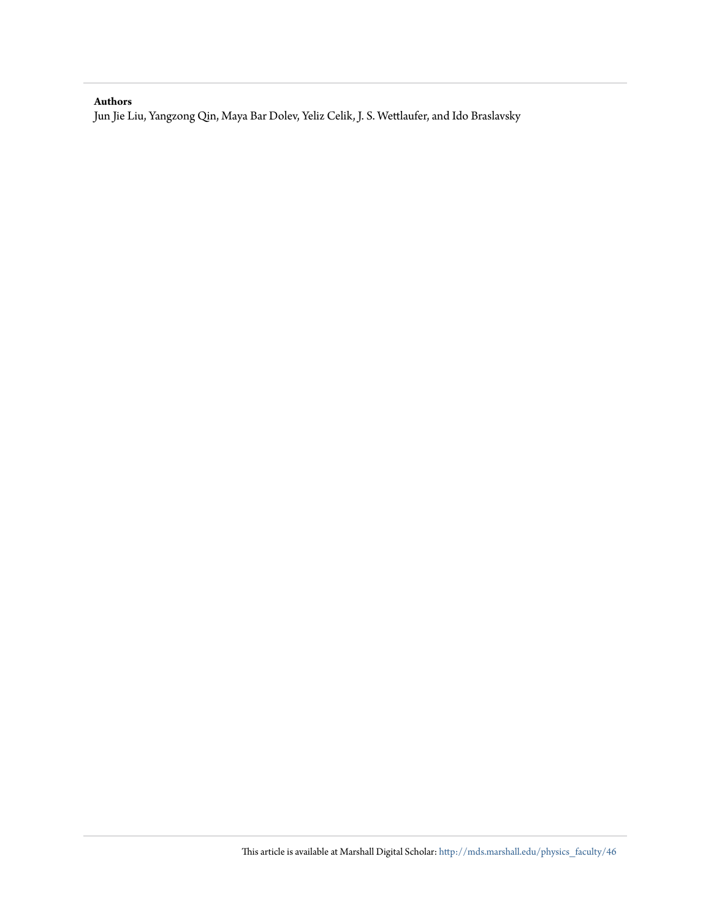**Authors**

Jun Jie Liu, Yangzong Qin, Maya Bar Dolev, Yeliz Celik, J. S. Wettlaufer, and Ido Braslavsky

This article is available at Marshall Digital Scholar: http://mds.marshall.edu/physics_faculty/46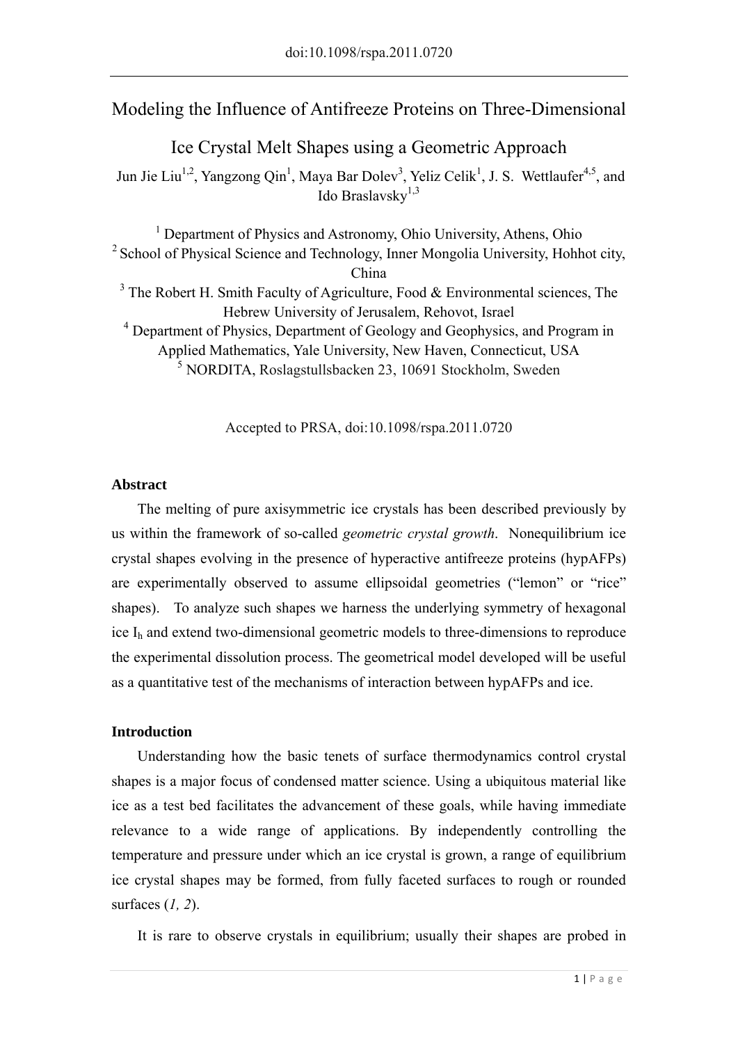# Modeling the Influence of Antifreeze Proteins on Three-Dimensional Ice Crystal Melt Shapes using a Geometric Approach

Jun Jie Liu[1,2], Yangzong Qin[1], Maya Bar Dolev[3], Yeliz Celik[1], J. S. Wettlaufer[4,5], and Ido Braslavsky[1,3]

[1] Department of Physics and Astronomy, Ohio University, Athens, Ohio
[2] School of Physical Science and Technology, Inner Mongolia University, Hohhot city, China
[3] The Robert H. Smith Faculty of Agriculture, Food & Environmental sciences, The Hebrew University of Jerusalem, Rehovot, Israel
[4] Department of Physics, Department of Geology and Geophysics, and Program in Applied Mathematics, Yale University, New Haven, Connecticut, USA
[5] NORDITA, Roslagstullsbacken 23, 10691 Stockholm, Sweden

Accepted to PRSA, doi:10.1098/rspa.2011.0720

**Abstract**

The melting of pure axisymmetric ice crystals has been described previously by us within the framework of so-called *geometric crystal growth*. Nonequilibrium ice crystal shapes evolving in the presence of hyperactive antifreeze proteins (hypAFPs) are experimentally observed to assume ellipsoidal geometries ("lemon" or "rice" shapes). To analyze such shapes we harness the underlying symmetry of hexagonal ice $I_h$ and extend two-dimensional geometric models to three-dimensions to reproduce the experimental dissolution process. The geometrical model developed will be useful as a quantitative test of the mechanisms of interaction between hypAFPs and ice.

**Introduction**

Understanding how the basic tenets of surface thermodynamics control crystal shapes is a major focus of condensed matter science. Using a ubiquitous material like ice as a test bed facilitates the advancement of these goals, while having immediate relevance to a wide range of applications. By independently controlling the temperature and pressure under which an ice crystal is grown, a range of equilibrium ice crystal shapes may be formed, from fully faceted surfaces to rough or rounded surfaces (*1, 2*).

It is rare to observe crystals in equilibrium; usually their shapes are probed in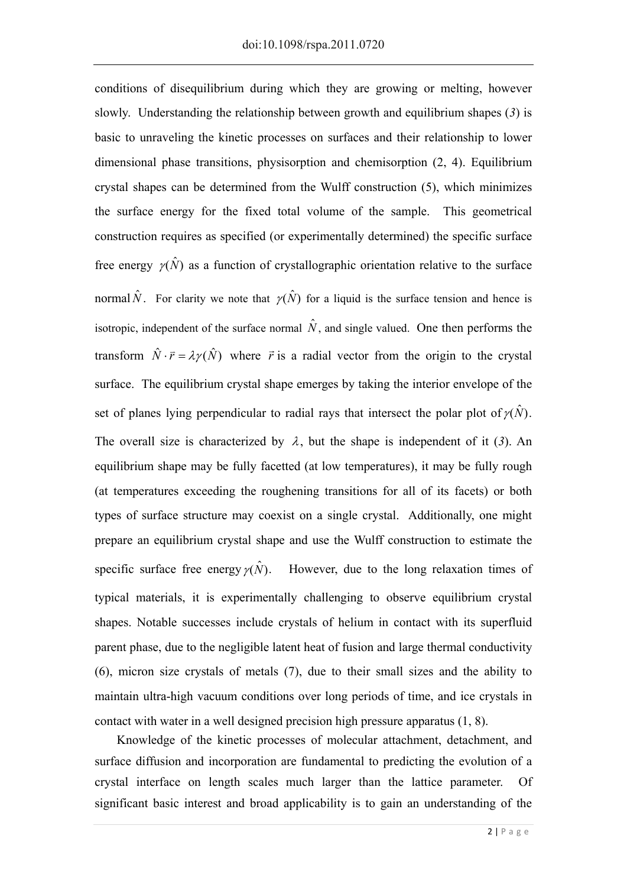conditions of disequilibrium during which they are growing or melting, however slowly. Understanding the relationship between growth and equilibrium shapes (*3*) is basic to unraveling the kinetic processes on surfaces and their relationship to lower dimensional phase transitions, physisorption and chemisorption (2, 4). Equilibrium crystal shapes can be determined from the Wulff construction (5), which minimizes the surface energy for the fixed total volume of the sample. This geometrical construction requires as specified (or experimentally determined) the specific surface free energy $\gamma(\hat{N})$ as a function of crystallographic orientation relative to the surface normal $\hat{N}$. For clarity we note that $\gamma(\hat{N})$ for a liquid is the surface tension and hence is isotropic, independent of the surface normal $\hat{N}$, and single valued. One then performs the transform $\hat{N} \cdot \vec{r} = \lambda \gamma(\hat{N})$ where $\vec{r}$ is a radial vector from the origin to the crystal surface. The equilibrium crystal shape emerges by taking the interior envelope of the set of planes lying perpendicular to radial rays that intersect the polar plot of $\gamma(\hat{N})$. The overall size is characterized by $\lambda$, but the shape is independent of it (*3*). An equilibrium shape may be fully facetted (at low temperatures), it may be fully rough (at temperatures exceeding the roughening transitions for all of its facets) or both types of surface structure may coexist on a single crystal. Additionally, one might prepare an equilibrium crystal shape and use the Wulff construction to estimate the specific surface free energy $\gamma(\hat{N})$. However, due to the long relaxation times of typical materials, it is experimentally challenging to observe equilibrium crystal shapes. Notable successes include crystals of helium in contact with its superfluid parent phase, due to the negligible latent heat of fusion and large thermal conductivity (6), micron size crystals of metals (7), due to their small sizes and the ability to maintain ultra-high vacuum conditions over long periods of time, and ice crystals in contact with water in a well designed precision high pressure apparatus (1, 8).

Knowledge of the kinetic processes of molecular attachment, detachment, and surface diffusion and incorporation are fundamental to predicting the evolution of a crystal interface on length scales much larger than the lattice parameter. Of significant basic interest and broad applicability is to gain an understanding of the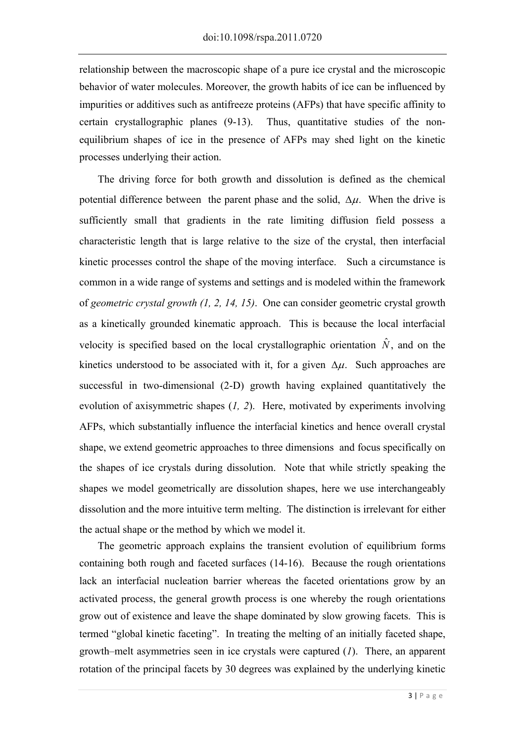relationship between the macroscopic shape of a pure ice crystal and the microscopic behavior of water molecules. Moreover, the growth habits of ice can be influenced by impurities or additives such as antifreeze proteins (AFPs) that have specific affinity to certain crystallographic planes (9-13). Thus, quantitative studies of the non-equilibrium shapes of ice in the presence of AFPs may shed light on the kinetic processes underlying their action.

The driving force for both growth and dissolution is defined as the chemical potential difference between the parent phase and the solid, $\Delta\mu$. When the drive is sufficiently small that gradients in the rate limiting diffusion field possess a characteristic length that is large relative to the size of the crystal, then interfacial kinetic processes control the shape of the moving interface. Such a circumstance is common in a wide range of systems and settings and is modeled within the framework of *geometric crystal growth (1, 2, 14, 15)*. One can consider geometric crystal growth as a kinetically grounded kinematic approach. This is because the local interfacial velocity is specified based on the local crystallographic orientation $\hat{N}$, and on the kinetics understood to be associated with it, for a given $\Delta\mu$. Such approaches are successful in two-dimensional (2-D) growth having explained quantitatively the evolution of axisymmetric shapes (*1, 2*). Here, motivated by experiments involving AFPs, which substantially influence the interfacial kinetics and hence overall crystal shape, we extend geometric approaches to three dimensions and focus specifically on the shapes of ice crystals during dissolution. Note that while strictly speaking the shapes we model geometrically are dissolution shapes, here we use interchangeably dissolution and the more intuitive term melting. The distinction is irrelevant for either the actual shape or the method by which we model it.

The geometric approach explains the transient evolution of equilibrium forms containing both rough and faceted surfaces (14-16). Because the rough orientations lack an interfacial nucleation barrier whereas the faceted orientations grow by an activated process, the general growth process is one whereby the rough orientations grow out of existence and leave the shape dominated by slow growing facets. This is termed "global kinetic faceting". In treating the melting of an initially faceted shape, growth–melt asymmetries seen in ice crystals were captured (*1*). There, an apparent rotation of the principal facets by 30 degrees was explained by the underlying kinetic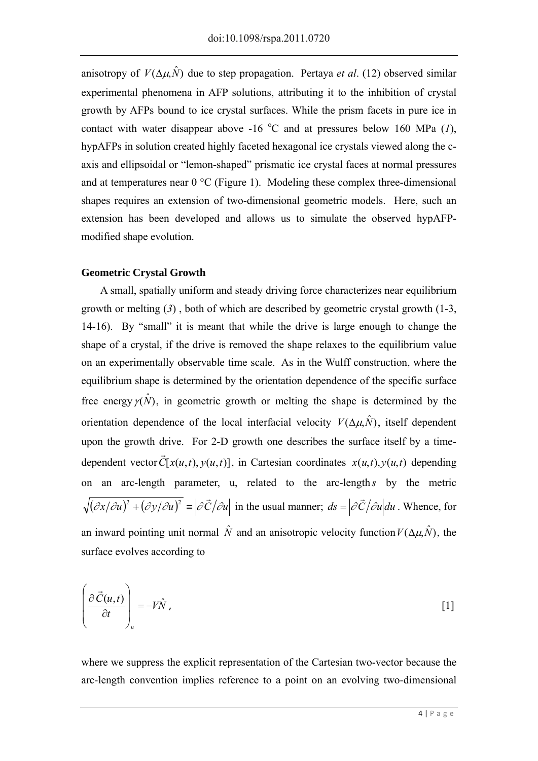anisotropy of $V(\Delta\mu,\hat{N})$ due to step propagation. Pertaya *et al*. (12) observed similar experimental phenomena in AFP solutions, attributing it to the inhibition of crystal growth by AFPs bound to ice crystal surfaces. While the prism facets in pure ice in contact with water disappear above -16 °C and at pressures below 160 MPa (*1*), hypAFPs in solution created highly faceted hexagonal ice crystals viewed along the c-axis and ellipsoidal or "lemon-shaped" prismatic ice crystal faces at normal pressures and at temperatures near 0 °C (Figure 1). Modeling these complex three-dimensional shapes requires an extension of two-dimensional geometric models. Here, such an extension has been developed and allows us to simulate the observed hypAFP-modified shape evolution.

**Geometric Crystal Growth**

A small, spatially uniform and steady driving force characterizes near equilibrium growth or melting (*3*) , both of which are described by geometric crystal growth (1-3, 14-16). By "small" it is meant that while the drive is large enough to change the shape of a crystal, if the drive is removed the shape relaxes to the equilibrium value on an experimentally observable time scale. As in the Wulff construction, where the equilibrium shape is determined by the orientation dependence of the specific surface free energy $\gamma(\hat{N})$, in geometric growth or melting the shape is determined by the orientation dependence of the local interfacial velocity $V(\Delta\mu,\hat{N})$, itself dependent upon the growth drive. For 2-D growth one describes the surface itself by a time-dependent vector $\vec{C}[x(u,t),y(u,t)]$, in Cartesian coordinates $x(u,t),y(u,t)$ depending on an arc-length parameter, u, related to the arc-length $s$ by the metric $\sqrt{(\partial x/\partial u)^2+(\partial y/\partial u)^2} \equiv \left|\partial\vec{C}/\partial u\right|$ in the usual manner; $ds = \left|\partial\vec{C}/\partial u\right|du$ . Whence, for an inward pointing unit normal $\hat{N}$ and an anisotropic velocity function $V(\Delta\mu,\hat{N})$, the surface evolves according to

$$\left(\frac{\partial \vec{C}(u,t)}{\partial t}\right)_u = -V\hat{N}\,, \qquad [1]$$

where we suppress the explicit representation of the Cartesian two-vector because the arc-length convention implies reference to a point on an evolving two-dimensional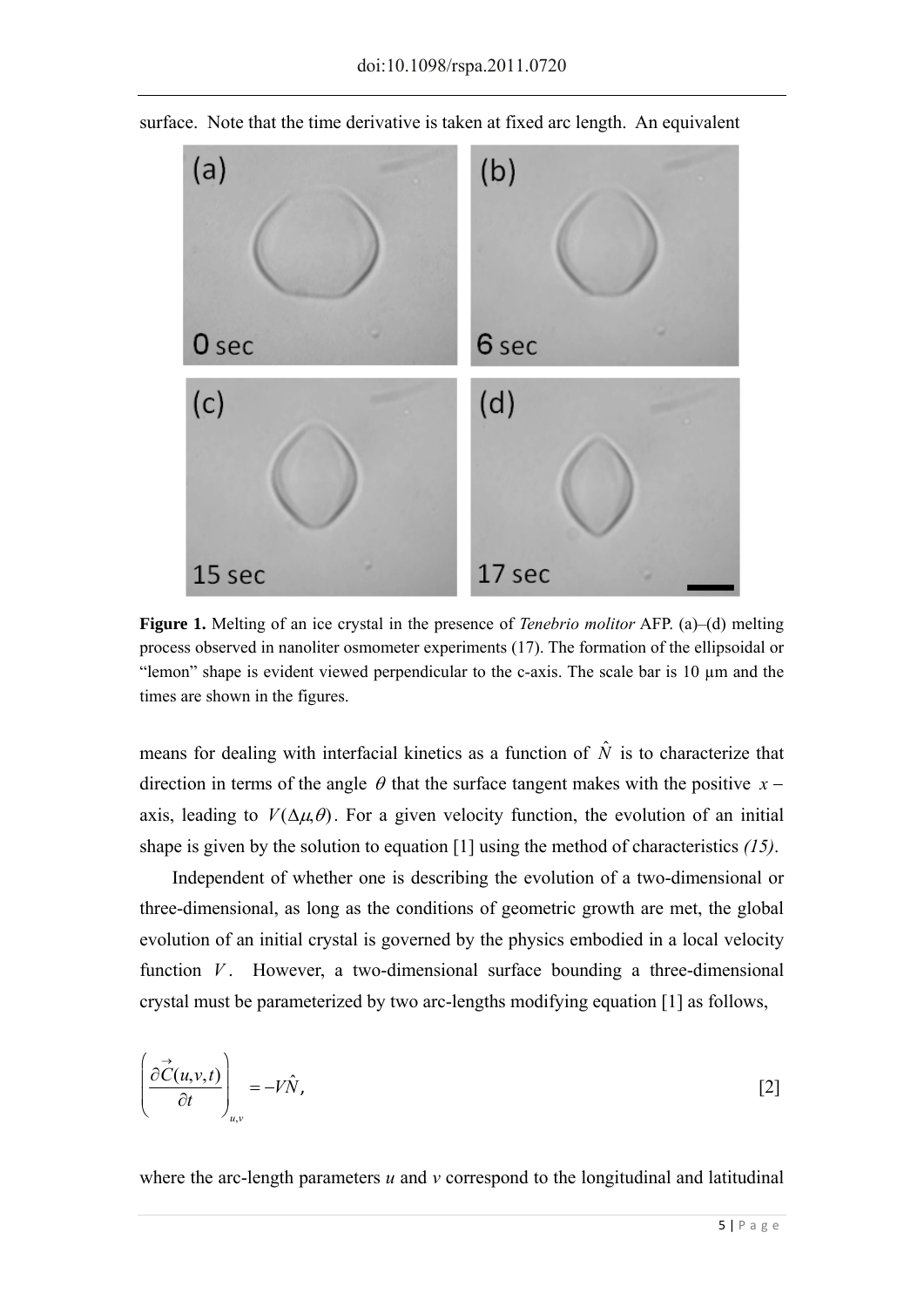surface. Note that the time derivative is taken at fixed arc length. An equivalent

(a) 0 sec

(b) 6 sec

(c) 15 sec

(d) 17 sec

**Figure 1.** Melting of an ice crystal in the presence of *Tenebrio molitor* AFP. (a)–(d) melting process observed in nanoliter osmometer experiments (17). The formation of the ellipsoidal or "lemon" shape is evident viewed perpendicular to the c-axis. The scale bar is 10 μm and the times are shown in the figures.

means for dealing with interfacial kinetics as a function of $\hat{N}$ is to characterize that direction in terms of the angle $\theta$ that the surface tangent makes with the positive $x$-axis, leading to $V(\Delta\mu,\theta)$. For a given velocity function, the evolution of an initial shape is given by the solution to equation [1] using the method of characteristics *(15)*.

Independent of whether one is describing the evolution of a two-dimensional or three-dimensional, as long as the conditions of geometric growth are met, the global evolution of an initial crystal is governed by the physics embodied in a local velocity function $V$. However, a two-dimensional surface bounding a three-dimensional crystal must be parameterized by two arc-lengths modifying equation [1] as follows,

$$\left( \frac{\partial \vec{C}(u,v,t)}{\partial t} \right)_{u,v} = -V\hat{N}, \qquad [2]$$

where the arc-length parameters *u* and *v* correspond to the longitudinal and latitudinal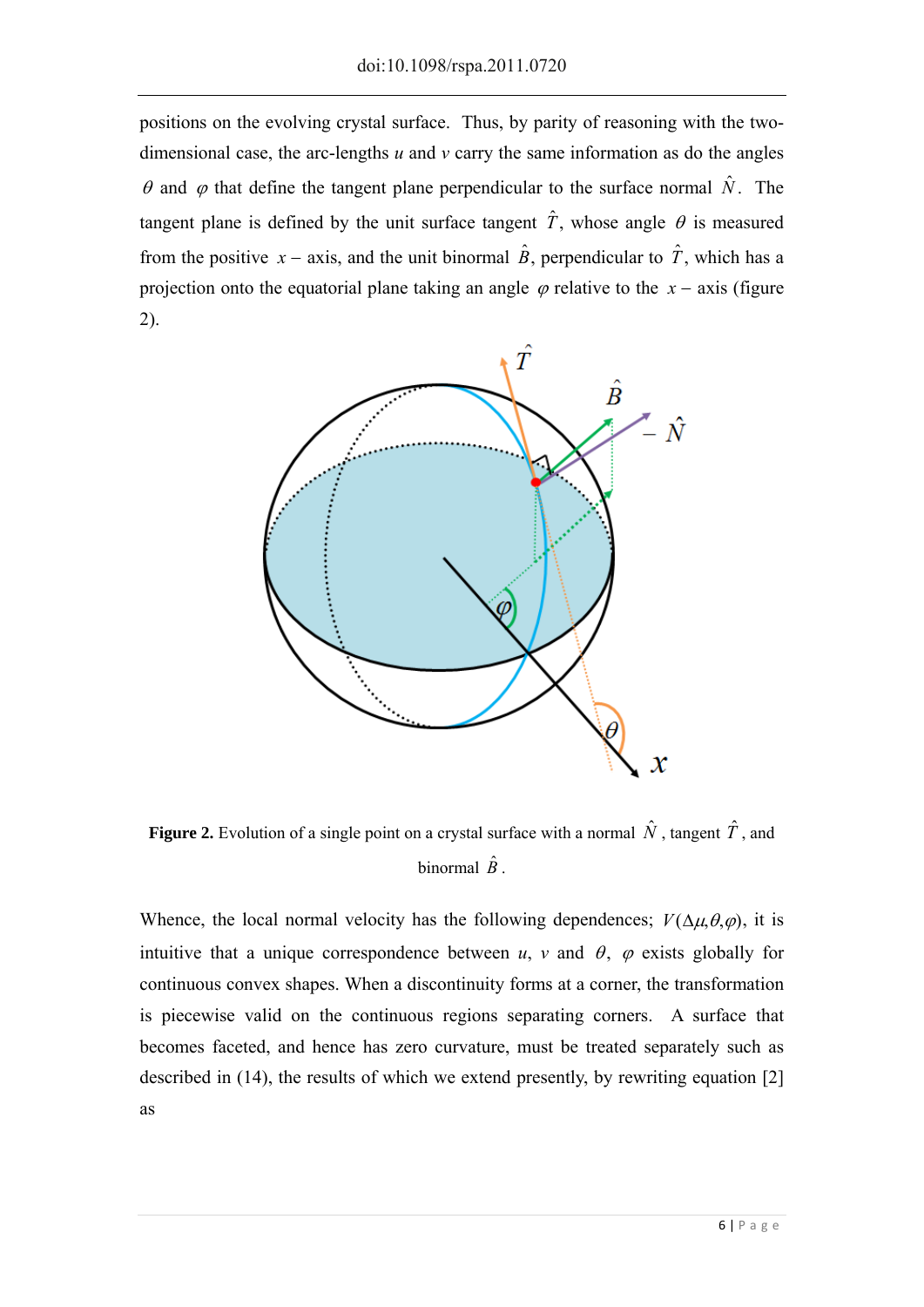positions on the evolving crystal surface. Thus, by parity of reasoning with the two-dimensional case, the arc-lengths $u$ and $v$ carry the same information as do the angles $\theta$ and $\varphi$ that define the tangent plane perpendicular to the surface normal $\hat{N}$. The tangent plane is defined by the unit surface tangent $\hat{T}$, whose angle $\theta$ is measured from the positive $x-$ axis, and the unit binormal $\hat{B}$, perpendicular to $\hat{T}$, which has a projection onto the equatorial plane taking an angle $\varphi$ relative to the $x-$ axis (figure 2).

$\hat{T}$

$\hat{B}$

$-\hat{N}$

$\varphi$

$\theta$

$x$

**Figure 2.** Evolution of a single point on a crystal surface with a normal $\hat{N}$, tangent $\hat{T}$, and binormal $\hat{B}$.

Whence, the local normal velocity has the following dependences; $V(\Delta\mu,\theta,\varphi)$, it is intuitive that a unique correspondence between $u$, $v$ and $\theta$, $\varphi$ exists globally for continuous convex shapes. When a discontinuity forms at a corner, the transformation is piecewise valid on the continuous regions separating corners. A surface that becomes faceted, and hence has zero curvature, must be treated separately such as described in (14), the results of which we extend presently, by rewriting equation [2] as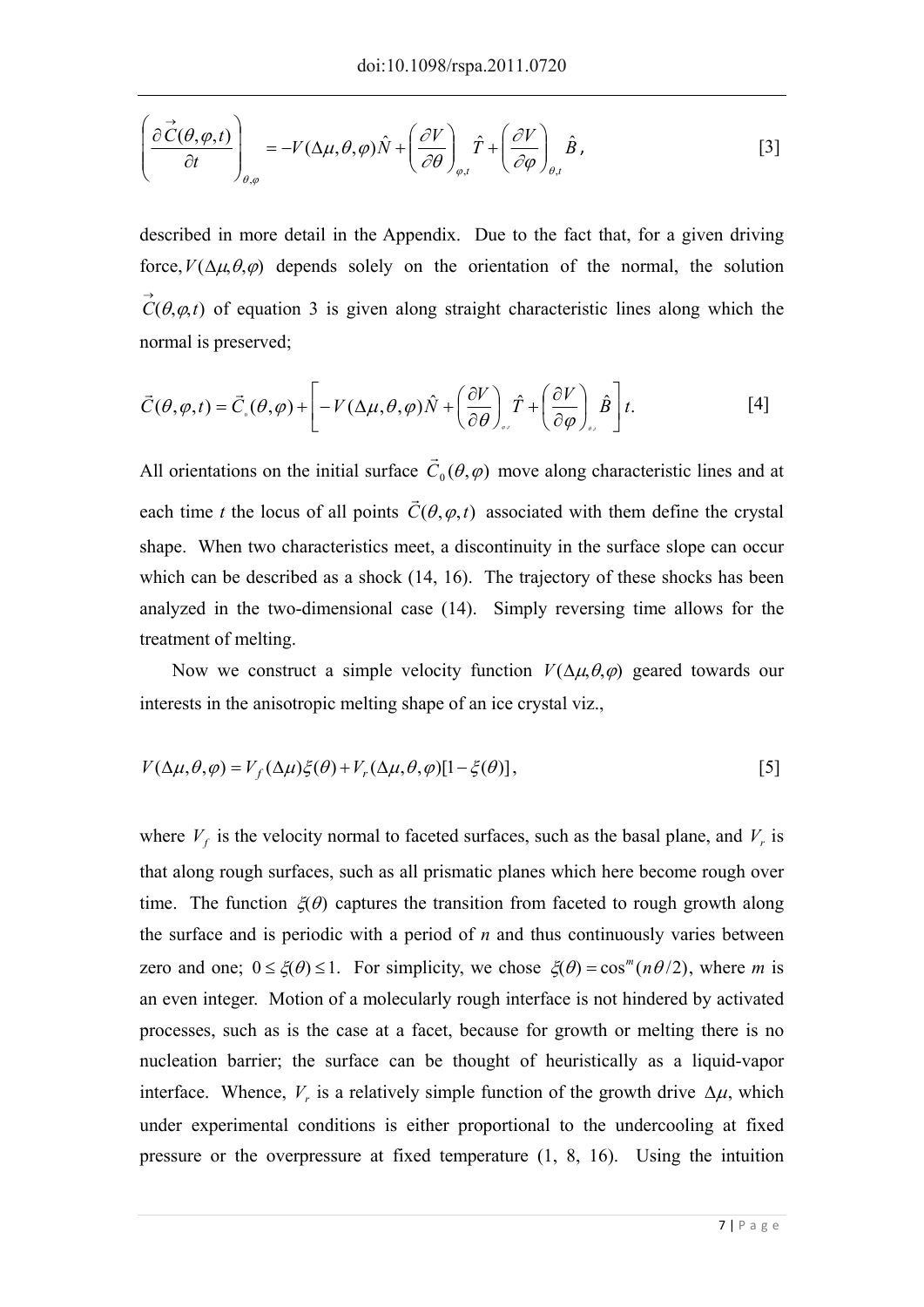$$\left(\frac{\partial \vec{C}(\theta,\varphi,t)}{\partial t}\right)_{\theta,\varphi} = -V(\Delta\mu,\theta,\varphi)\hat{N} + \left(\frac{\partial V}{\partial \theta}\right)_{\varphi,t}\hat{T} + \left(\frac{\partial V}{\partial \varphi}\right)_{\theta,t}\hat{B}, \quad [3]$$

described in more detail in the Appendix. Due to the fact that, for a given driving force, $V(\Delta\mu,\theta,\varphi)$ depends solely on the orientation of the normal, the solution $\vec{C}(\theta,\varphi,t)$ of equation 3 is given along straight characteristic lines along which the normal is preserved;

$$\vec{C}(\theta,\varphi,t) = \vec{C}_0(\theta,\varphi) + \left[-V(\Delta\mu,\theta,\varphi)\hat{N} + \left(\frac{\partial V}{\partial \theta}\right)_{\varphi,t}\hat{T} + \left(\frac{\partial V}{\partial \varphi}\right)_{\theta,t}\hat{B}\right]t. \quad [4]$$

All orientations on the initial surface $\vec{C}_0(\theta,\varphi)$ move along characteristic lines and at each time $t$ the locus of all points $\vec{C}(\theta,\varphi,t)$ associated with them define the crystal shape. When two characteristics meet, a discontinuity in the surface slope can occur which can be described as a shock (14, 16). The trajectory of these shocks has been analyzed in the two-dimensional case (14). Simply reversing time allows for the treatment of melting.

Now we construct a simple velocity function $V(\Delta\mu,\theta,\varphi)$ geared towards our interests in the anisotropic melting shape of an ice crystal viz.,

$$V(\Delta\mu,\theta,\varphi) = V_f(\Delta\mu)\xi(\theta) + V_r(\Delta\mu,\theta,\varphi)[1-\xi(\theta)], \quad [5]$$

where $V_f$ is the velocity normal to faceted surfaces, such as the basal plane, and $V_r$ is that along rough surfaces, such as all prismatic planes which here become rough over time. The function $\xi(\theta)$ captures the transition from faceted to rough growth along the surface and is periodic with a period of $n$ and thus continuously varies between zero and one; $0 \le \xi(\theta) \le 1$. For simplicity, we chose $\xi(\theta) = \cos^m(n\theta/2)$, where $m$ is an even integer. Motion of a molecularly rough interface is not hindered by activated processes, such as is the case at a facet, because for growth or melting there is no nucleation barrier; the surface can be thought of heuristically as a liquid-vapor interface. Whence, $V_r$ is a relatively simple function of the growth drive $\Delta\mu$, which under experimental conditions is either proportional to the undercooling at fixed pressure or the overpressure at fixed temperature (1, 8, 16). Using the intuition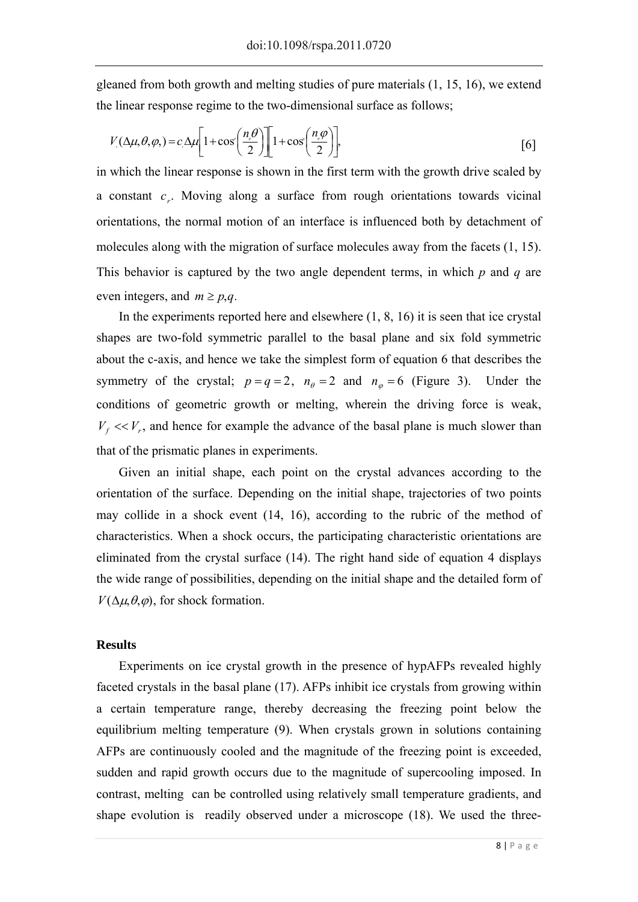gleaned from both growth and melting studies of pure materials (1, 15, 16), we extend the linear response regime to the two-dimensional surface as follows;

$$V_r(\Delta\mu,\theta,\varphi,) = c_r\Delta\mu\left[1+\cos^p\left(\frac{n_\theta\theta}{2}\right)\right]\left[1+\cos^q\left(\frac{n_\varphi\varphi}{2}\right)\right], \qquad [6]$$

in which the linear response is shown in the first term with the growth drive scaled by a constant $c_r$. Moving along a surface from rough orientations towards vicinal orientations, the normal motion of an interface is influenced both by detachment of molecules along with the migration of surface molecules away from the facets (1, 15). This behavior is captured by the two angle dependent terms, in which *p* and *q* are even integers, and $m \geq p,q$.

In the experiments reported here and elsewhere (1, 8, 16) it is seen that ice crystal shapes are two-fold symmetric parallel to the basal plane and six fold symmetric about the c-axis, and hence we take the simplest form of equation 6 that describes the symmetry of the crystal; $p = q = 2$, $n_\theta = 2$ and $n_\varphi = 6$ (Figure 3). Under the conditions of geometric growth or melting, wherein the driving force is weak, $V_f << V_r$, and hence for example the advance of the basal plane is much slower than that of the prismatic planes in experiments.

Given an initial shape, each point on the crystal advances according to the orientation of the surface. Depending on the initial shape, trajectories of two points may collide in a shock event (14, 16), according to the rubric of the method of characteristics. When a shock occurs, the participating characteristic orientations are eliminated from the crystal surface (14). The right hand side of equation 4 displays the wide range of possibilities, depending on the initial shape and the detailed form of $V(\Delta\mu,\theta,\varphi)$, for shock formation.

**Results**

Experiments on ice crystal growth in the presence of hypAFPs revealed highly faceted crystals in the basal plane (17). AFPs inhibit ice crystals from growing within a certain temperature range, thereby decreasing the freezing point below the equilibrium melting temperature (9). When crystals grown in solutions containing AFPs are continuously cooled and the magnitude of the freezing point is exceeded, sudden and rapid growth occurs due to the magnitude of supercooling imposed. In contrast, melting can be controlled using relatively small temperature gradients, and shape evolution is readily observed under a microscope (18). We used the three-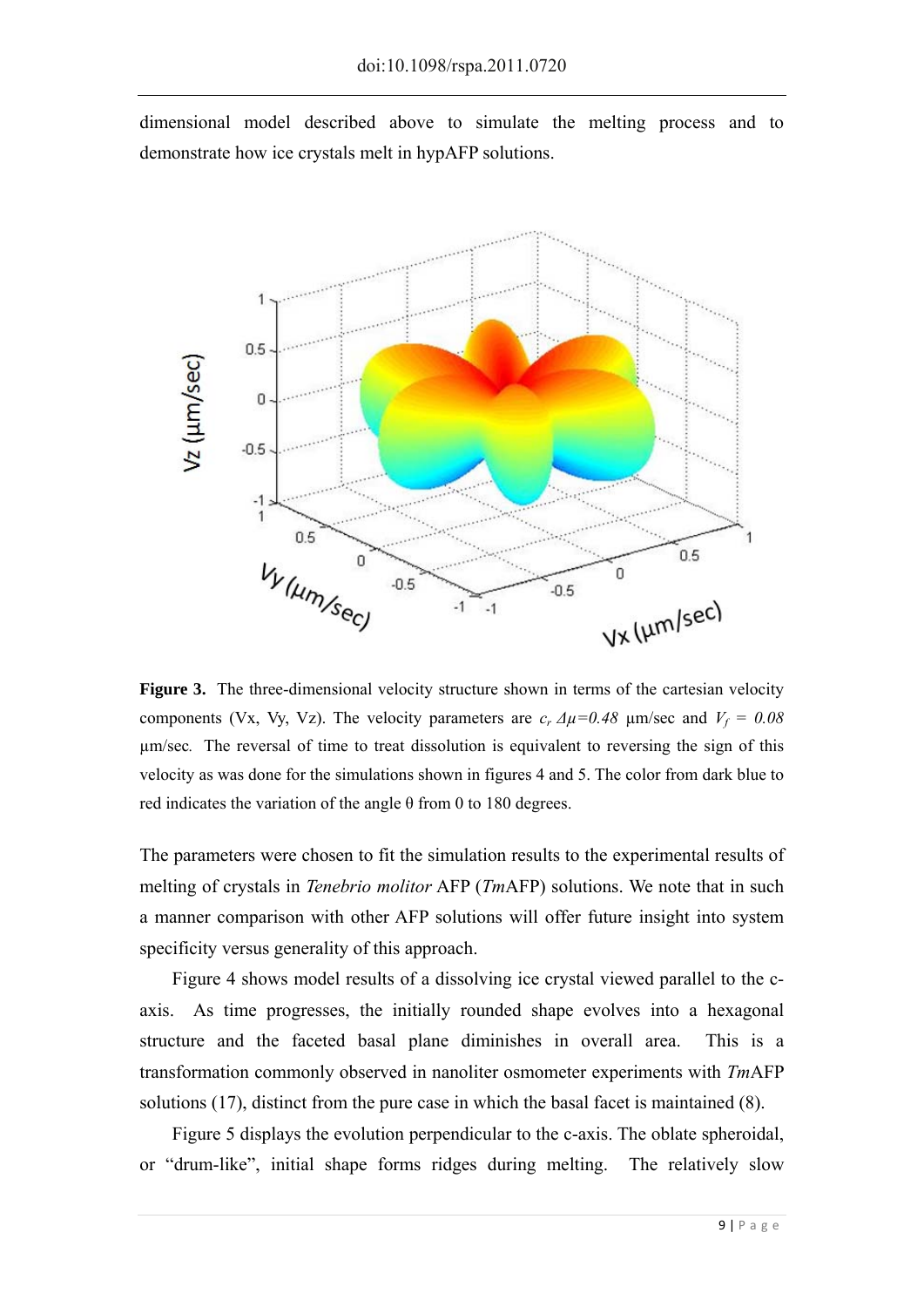dimensional model described above to simulate the melting process and to demonstrate how ice crystals melt in hypAFP solutions.

Vz (μm/sec)

1
0.5
0
-0.5
-1

Vy (μm/sec)

1
0.5
0
-0.5
-1

Vx (μm/sec)

-1
-0.5
0
0.5
1

**Figure 3.** The three-dimensional velocity structure shown in terms of the cartesian velocity components (Vx, Vy, Vz). The velocity parameters are $c_r\ \Delta\mu=0.48$ μm/sec and $V_f = 0.08$ μm/sec. The reversal of time to treat dissolution is equivalent to reversing the sign of this velocity as was done for the simulations shown in figures 4 and 5. The color from dark blue to red indicates the variation of the angle θ from 0 to 180 degrees.

The parameters were chosen to fit the simulation results to the experimental results of melting of crystals in *Tenebrio molitor* AFP (*Tm*AFP) solutions. We note that in such a manner comparison with other AFP solutions will offer future insight into system specificity versus generality of this approach.

Figure 4 shows model results of a dissolving ice crystal viewed parallel to the c-axis. As time progresses, the initially rounded shape evolves into a hexagonal structure and the faceted basal plane diminishes in overall area. This is a transformation commonly observed in nanoliter osmometer experiments with *Tm*AFP solutions (17), distinct from the pure case in which the basal facet is maintained (8).

Figure 5 displays the evolution perpendicular to the c-axis. The oblate spheroidal, or "drum-like", initial shape forms ridges during melting. The relatively slow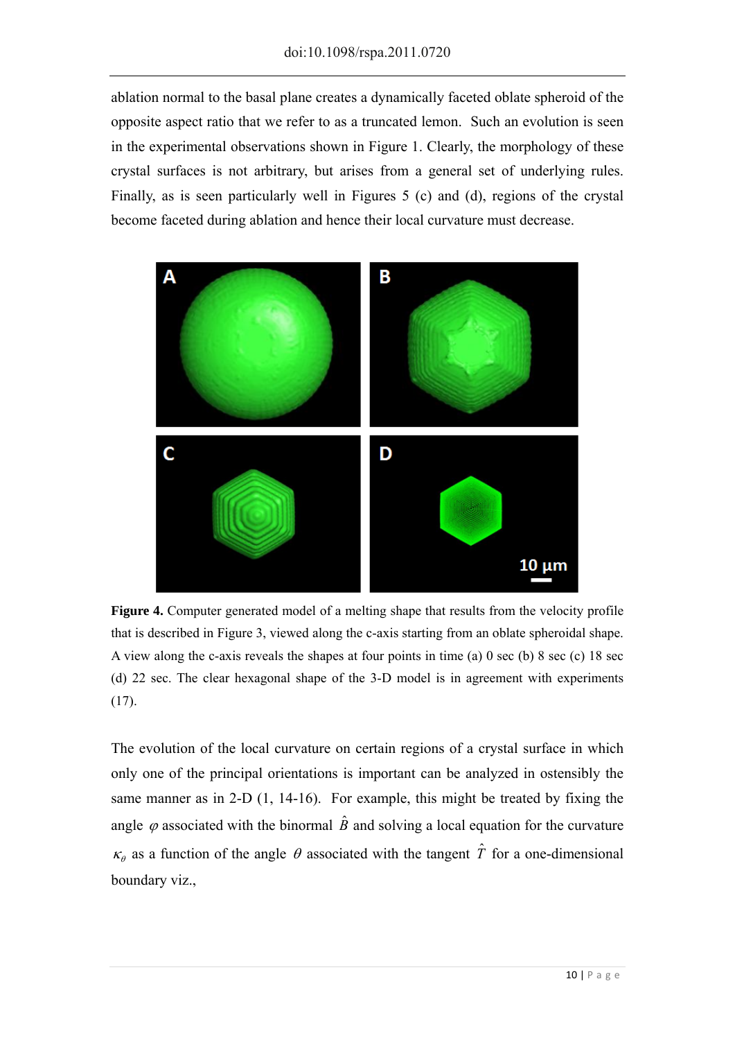ablation normal to the basal plane creates a dynamically faceted oblate spheroid of the opposite aspect ratio that we refer to as a truncated lemon. Such an evolution is seen in the experimental observations shown in Figure 1. Clearly, the morphology of these crystal surfaces is not arbitrary, but arises from a general set of underlying rules. Finally, as is seen particularly well in Figures 5 (c) and (d), regions of the crystal become faceted during ablation and hence their local curvature must decrease.

A

B

C

D

10 μm

**Figure 4.** Computer generated model of a melting shape that results from the velocity profile that is described in Figure 3, viewed along the c-axis starting from an oblate spheroidal shape. A view along the c-axis reveals the shapes at four points in time (a) 0 sec (b) 8 sec (c) 18 sec (d) 22 sec. The clear hexagonal shape of the 3-D model is in agreement with experiments (17).

The evolution of the local curvature on certain regions of a crystal surface in which only one of the principal orientations is important can be analyzed in ostensibly the same manner as in 2-D (1, 14-16). For example, this might be treated by fixing the angle $\varphi$ associated with the binormal $\hat{B}$ and solving a local equation for the curvature $\kappa_\theta$ as a function of the angle $\theta$ associated with the tangent $\hat{T}$ for a one-dimensional boundary viz.,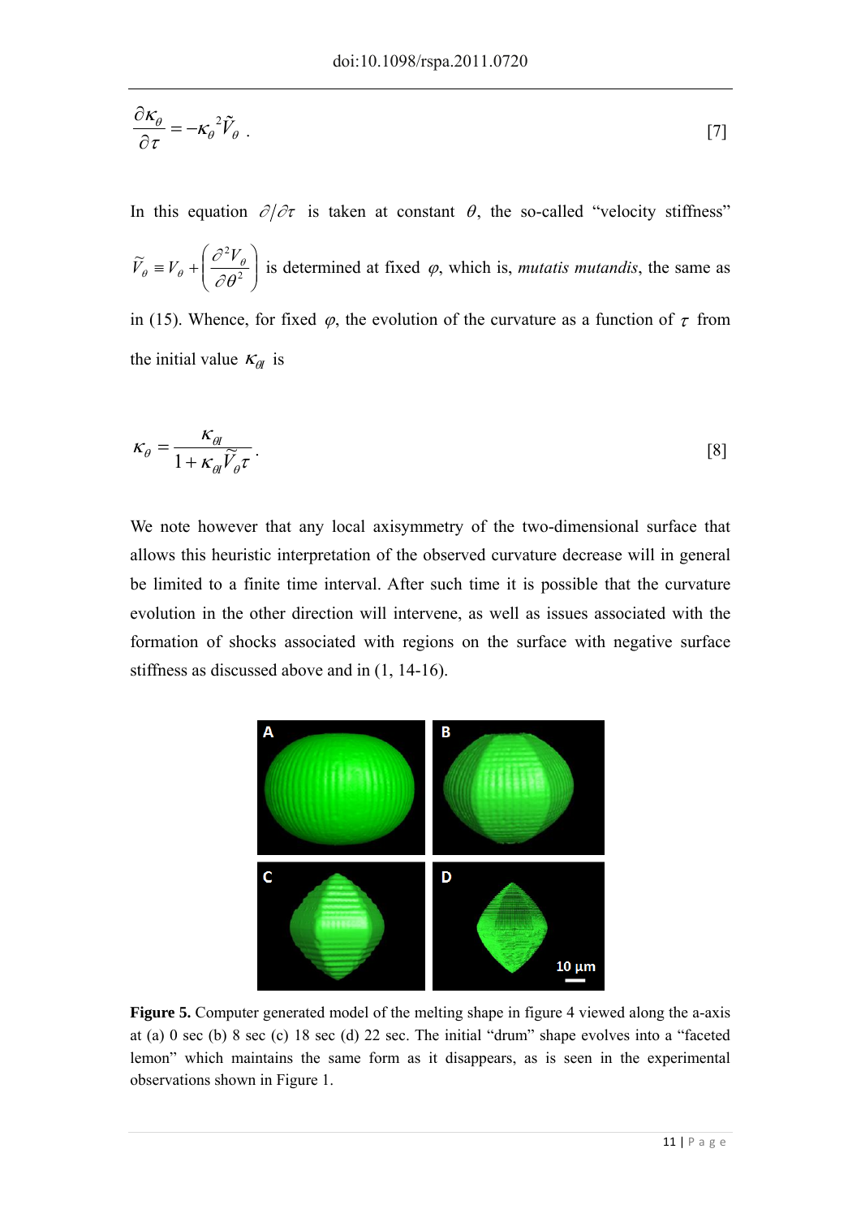$$\frac{\partial \kappa_\theta}{\partial \tau} = -\kappa_\theta{}^2 \tilde{V}_\theta \ . \qquad [7]$$

In this equation $\partial/\partial\tau$ is taken at constant $\theta$, the so-called "velocity stiffness" $\tilde{V}_\theta \equiv V_\theta + \left(\frac{\partial^2 V_\theta}{\partial \theta^2}\right)$ is determined at fixed $\varphi$, which is, *mutatis mutandis*, the same as in (15). Whence, for fixed $\varphi$, the evolution of the curvature as a function of $\tau$ from the initial value $\kappa_{\theta I}$ is

$$\kappa_\theta = \frac{\kappa_{\theta I}}{1 + \kappa_{\theta I} \tilde{V}_\theta \tau} \ . \qquad [8]$$

We note however that any local axisymmetry of the two-dimensional surface that allows this heuristic interpretation of the observed curvature decrease will in general be limited to a finite time interval. After such time it is possible that the curvature evolution in the other direction will intervene, as well as issues associated with the formation of shocks associated with regions on the surface with negative surface stiffness as discussed above and in (1, 14-16).

A

B

C

D

10 µm

**Figure 5.** Computer generated model of the melting shape in figure 4 viewed along the a-axis at (a) 0 sec (b) 8 sec (c) 18 sec (d) 22 sec. The initial "drum" shape evolves into a "faceted lemon" which maintains the same form as it disappears, as is seen in the experimental observations shown in Figure 1.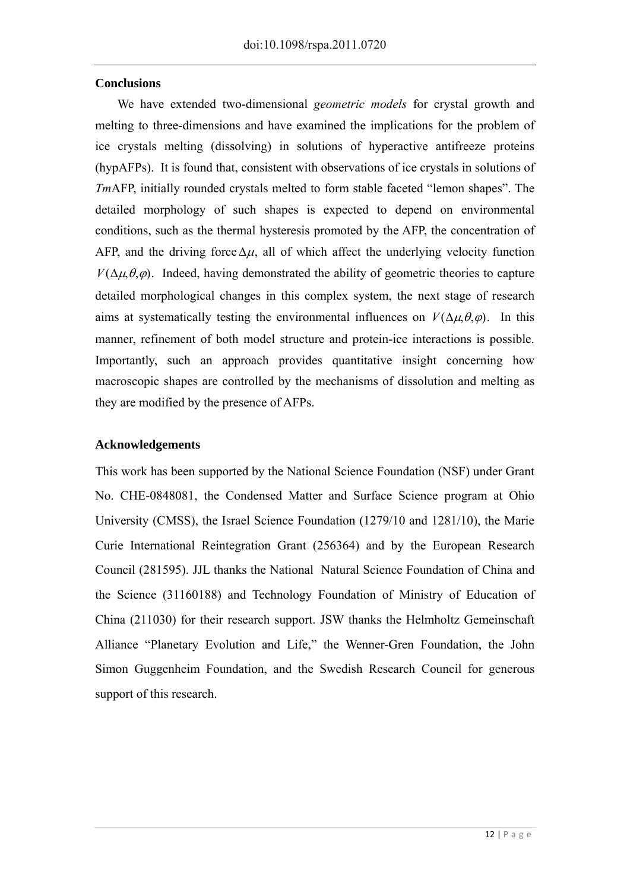## Conclusions

We have extended two-dimensional *geometric models* for crystal growth and melting to three-dimensions and have examined the implications for the problem of ice crystals melting (dissolving) in solutions of hyperactive antifreeze proteins (hypAFPs). It is found that, consistent with observations of ice crystals in solutions of *Tm*AFP, initially rounded crystals melted to form stable faceted "lemon shapes". The detailed morphology of such shapes is expected to depend on environmental conditions, such as the thermal hysteresis promoted by the AFP, the concentration of AFP, and the driving force $\Delta\mu$, all of which affect the underlying velocity function $V(\Delta\mu,\theta,\varphi)$. Indeed, having demonstrated the ability of geometric theories to capture detailed morphological changes in this complex system, the next stage of research aims at systematically testing the environmental influences on $V(\Delta\mu,\theta,\varphi)$. In this manner, refinement of both model structure and protein-ice interactions is possible. Importantly, such an approach provides quantitative insight concerning how macroscopic shapes are controlled by the mechanisms of dissolution and melting as they are modified by the presence of AFPs.

## Acknowledgements

This work has been supported by the National Science Foundation (NSF) under Grant No. CHE-0848081, the Condensed Matter and Surface Science program at Ohio University (CMSS), the Israel Science Foundation (1279/10 and 1281/10), the Marie Curie International Reintegration Grant (256364) and by the European Research Council (281595). JJL thanks the National Natural Science Foundation of China and the Science (31160188) and Technology Foundation of Ministry of Education of China (211030) for their research support. JSW thanks the Helmholtz Gemeinschaft Alliance "Planetary Evolution and Life," the Wenner-Gren Foundation, the John Simon Guggenheim Foundation, and the Swedish Research Council for generous support of this research.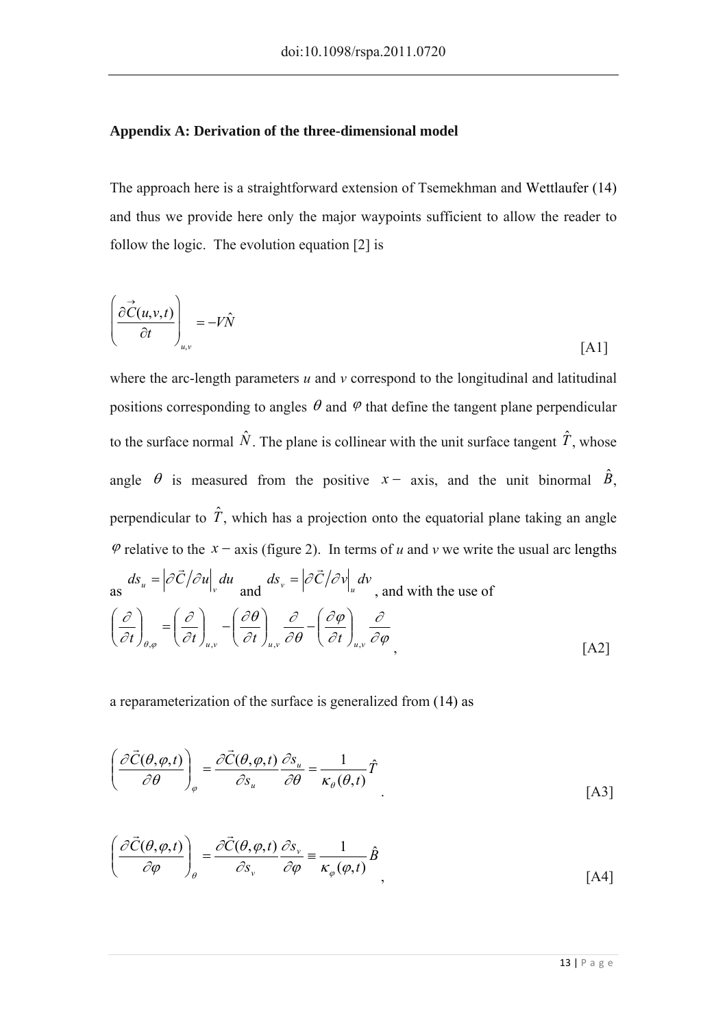## Appendix A: Derivation of the three-dimensional model

The approach here is a straightforward extension of Tsemekhman and Wettlaufer (14) and thus we provide here only the major waypoints sufficient to allow the reader to follow the logic. The evolution equation [2] is

$$\left(\frac{\partial \vec{C}(u,v,t)}{\partial t}\right)_{u,v} = -V\hat{N} \qquad \text{[A1]}$$

where the arc-length parameters *u* and *v* correspond to the longitudinal and latitudinal positions corresponding to angles $\theta$ and $\varphi$ that define the tangent plane perpendicular to the surface normal $\hat{N}$. The plane is collinear with the unit surface tangent $\hat{T}$, whose angle $\theta$ is measured from the positive $x-$ axis, and the unit binormal $\hat{B}$, perpendicular to $\hat{T}$, which has a projection onto the equatorial plane taking an angle $\varphi$ relative to the $x-$ axis (figure 2). In terms of *u* and *v* we write the usual arc lengths as $ds_u = \left|\partial \vec{C} / \partial u\right|_v du$ and $ds_v = \left|\partial \vec{C} / \partial v\right|_u dv$, and with the use of

$$\left(\frac{\partial}{\partial t}\right)_{\theta,\varphi} = \left(\frac{\partial}{\partial t}\right)_{u,v} - \left(\frac{\partial \theta}{\partial t}\right)_{u,v} \frac{\partial}{\partial \theta} - \left(\frac{\partial \varphi}{\partial t}\right)_{u,v} \frac{\partial}{\partial \varphi}, \qquad \text{[A2]}$$

a reparameterization of the surface is generalized from (14) as

$$\left(\frac{\partial \vec{C}(\theta,\varphi,t)}{\partial \theta}\right)_{\varphi} = \frac{\partial \vec{C}(\theta,\varphi,t)}{\partial s_u} \frac{\partial s_u}{\partial \theta} = \frac{1}{\kappa_\theta(\theta,t)} \hat{T}. \qquad \text{[A3]}$$

$$\left(\frac{\partial \vec{C}(\theta,\varphi,t)}{\partial \varphi}\right)_{\theta} = \frac{\partial \vec{C}(\theta,\varphi,t)}{\partial s_v} \frac{\partial s_v}{\partial \varphi} \equiv \frac{1}{\kappa_\varphi(\varphi,t)} \hat{B}, \qquad \text{[A4]}$$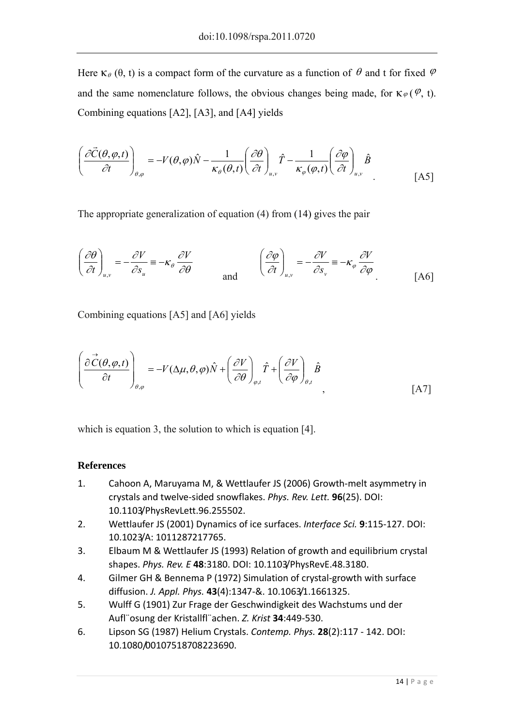Here $\kappa_\theta$ ($\theta$, t) is a compact form of the curvature as a function of $\theta$ and t for fixed $\varphi$ and the same nomenclature follows, the obvious changes being made, for $\kappa_\varphi(\varphi, t)$. Combining equations [A2], [A3], and [A4] yields

$$\left(\frac{\partial \vec{C}(\theta,\varphi,t)}{\partial t}\right)_{\theta,\varphi} = -V(\theta,\varphi)\hat{N} - \frac{1}{\kappa_\theta(\theta,t)}\left(\frac{\partial \theta}{\partial t}\right)_{u,v}\hat{T} - \frac{1}{\kappa_\varphi(\varphi,t)}\left(\frac{\partial \varphi}{\partial t}\right)_{u,v}\hat{B} \quad \text{[A5]}$$

The appropriate generalization of equation (4) from (14) gives the pair

$$\left(\frac{\partial \theta}{\partial t}\right)_{u,v} = -\frac{\partial V}{\partial s_u} \equiv -\kappa_\theta \frac{\partial V}{\partial \theta} \quad \text{and} \quad \left(\frac{\partial \varphi}{\partial t}\right)_{u,v} = -\frac{\partial V}{\partial s_v} \equiv -\kappa_\varphi \frac{\partial V}{\partial \varphi} \quad \text{[A6]}$$

Combining equations [A5] and [A6] yields

$$\left(\frac{\partial \vec{C}(\theta,\varphi,t)}{\partial t}\right)_{\theta,\varphi} = -V(\Delta\mu,\theta,\varphi)\hat{N} + \left(\frac{\partial V}{\partial \theta}\right)_{\varphi,t}\hat{T} + \left(\frac{\partial V}{\partial \varphi}\right)_{\theta,t}\hat{B}, \quad \text{[A7]}$$

which is equation 3, the solution to which is equation [4].

## References

1. Cahoon A, Maruyama M, & Wettlaufer JS (2006) Growth-melt asymmetry in crystals and twelve-sided snowflakes. *Phys. Rev. Lett.* **96**(25). DOI: 10.1103/PhysRevLett.96.255502.
2. Wettlaufer JS (2001) Dynamics of ice surfaces. *Interface Sci.* **9**:115-127. DOI: 10.1023/A: 1011287217765.
3. Elbaum M & Wettlaufer JS (1993) Relation of growth and equilibrium crystal shapes. *Phys. Rev. E* **48**:3180. DOI: 10.1103/PhysRevE.48.3180.
4. Gilmer GH & Bennema P (1972) Simulation of crystal-growth with surface diffusion. *J. Appl. Phys.* **43**(4):1347-&. 10.1063/1.1661325.
5. Wulff G (1901) Zur Frage der Geschwindigkeit des Wachstums und der Aufl¨osung der Kristallfl¨achen. *Z. Krist* **34**:449-530.
6. Lipson SG (1987) Helium Crystals. *Contemp. Phys.* **28**(2):117 - 142. DOI: 10.1080/00107518708223690.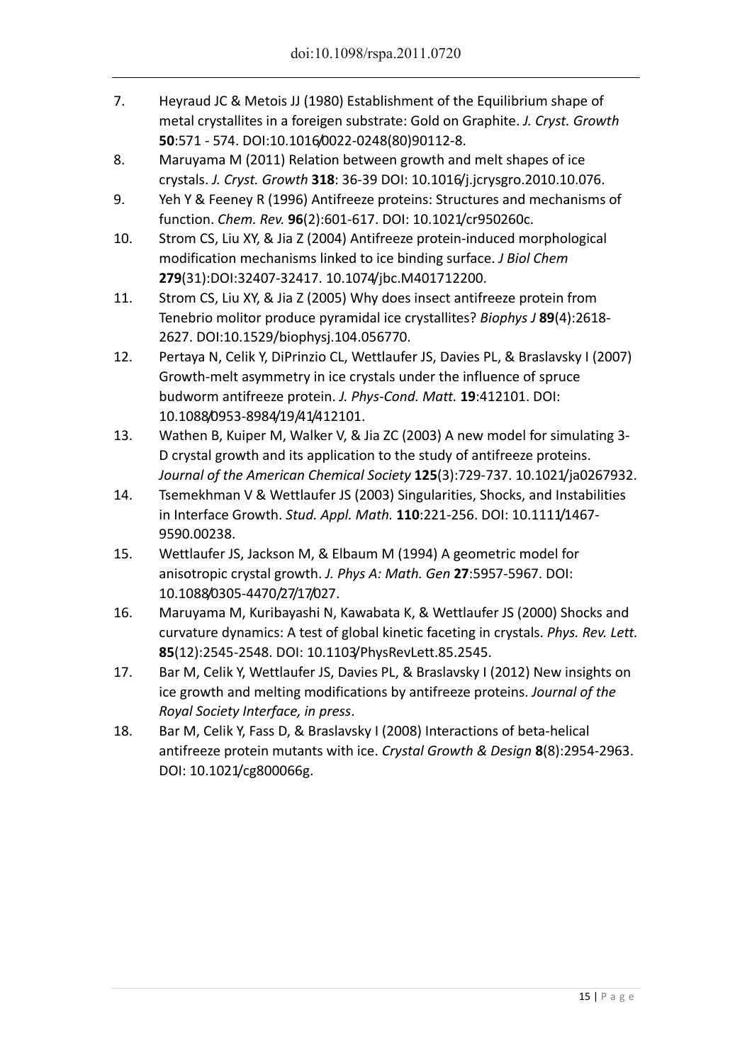7. Heyraud JC & Metois JJ (1980) Establishment of the Equilibrium shape of metal crystallites in a foreigen substrate: Gold on Graphite. *J. Cryst. Growth* **50**:571 - 574. DOI:10.1016/0022-0248(80)90112-8.
8. Maruyama M (2011) Relation between growth and melt shapes of ice crystals. *J. Cryst. Growth* **318**: 36-39 DOI: 10.1016/j.jcrysgro.2010.10.076.
9. Yeh Y & Feeney R (1996) Antifreeze proteins: Structures and mechanisms of function. *Chem. Rev.* **96**(2):601-617. DOI: 10.1021/cr950260c.
10. Strom CS, Liu XY, & Jia Z (2004) Antifreeze protein-induced morphological modification mechanisms linked to ice binding surface. *J Biol Chem* **279**(31):DOI:32407-32417. 10.1074/jbc.M401712200.
11. Strom CS, Liu XY, & Jia Z (2005) Why does insect antifreeze protein from Tenebrio molitor produce pyramidal ice crystallites? *Biophys J* **89**(4):2618-2627. DOI:10.1529/biophysj.104.056770.
12. Pertaya N, Celik Y, DiPrinzio CL, Wettlaufer JS, Davies PL, & Braslavsky I (2007) Growth-melt asymmetry in ice crystals under the influence of spruce budworm antifreeze protein. *J. Phys-Cond. Matt.* **19**:412101. DOI: 10.1088/0953-8984/19/41/412101.
13. Wathen B, Kuiper M, Walker V, & Jia ZC (2003) A new model for simulating 3-D crystal growth and its application to the study of antifreeze proteins. *Journal of the American Chemical Society* **125**(3):729-737. 10.1021/ja0267932.
14. Tsemekhman V & Wettlaufer JS (2003) Singularities, Shocks, and Instabilities in Interface Growth. *Stud. Appl. Math.* **110**:221-256. DOI: 10.1111/1467-9590.00238.
15. Wettlaufer JS, Jackson M, & Elbaum M (1994) A geometric model for anisotropic crystal growth. *J. Phys A: Math. Gen* **27**:5957-5967. DOI: 10.1088/0305-4470/27/17/027.
16. Maruyama M, Kuribayashi N, Kawabata K, & Wettlaufer JS (2000) Shocks and curvature dynamics: A test of global kinetic faceting in crystals. *Phys. Rev. Lett.* **85**(12):2545-2548. DOI: 10.1103/PhysRevLett.85.2545.
17. Bar M, Celik Y, Wettlaufer JS, Davies PL, & Braslavsky I (2012) New insights on ice growth and melting modifications by antifreeze proteins. *Journal of the Royal Society Interface, in press*.
18. Bar M, Celik Y, Fass D, & Braslavsky I (2008) Interactions of beta-helical antifreeze protein mutants with ice. *Crystal Growth & Design* **8**(8):2954-2963. DOI: 10.1021/cg800066g.